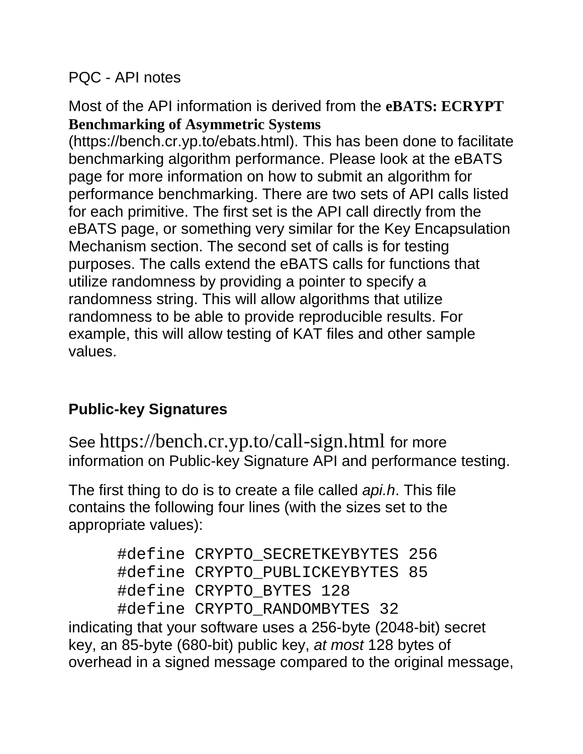PQC - API notes

Most of the API information is derived from the **eBATS: ECRYPT Benchmarking of Asymmetric Systems** (https://bench.cr.yp.to/ebats.html). This has been done to facilitate benchmarking algorithm performance. Please look at the eBATS page for more information on how to submit an algorithm for performance benchmarking. There are two sets of API calls listed for each primitive. The first set is the API call directly from the eBATS page, or something very similar for the Key Encapsulation Mechanism section. The second set of calls is for testing purposes. The calls extend the eBATS calls for functions that utilize randomness by providing a pointer to specify a randomness string. This will allow algorithms that utilize randomness to be able to provide reproducible results. For example, this will allow testing of KAT files and other sample values.

## Public-key Signatures

See https://bench.cr.yp.to/call-sign.html for more information on Public-key Signature API and performance testing.

The first thing to do is to create a file called *api.h*. This file contains the following four lines (with the sizes set to the appropriate values):

```
#define CRYPTO_SECRETKEYBYTES 256
#define CRYPTO_PUBLICKEYBYTES 85
#define CRYPTO_BYTES 128
#define CRYPTO_RANDOMBYTES 32
```

indicating that your software uses a 256-byte (2048-bit) secret key, an 85-byte (680-bit) public key, *at most* 128 bytes of overhead in a signed message compared to the original message,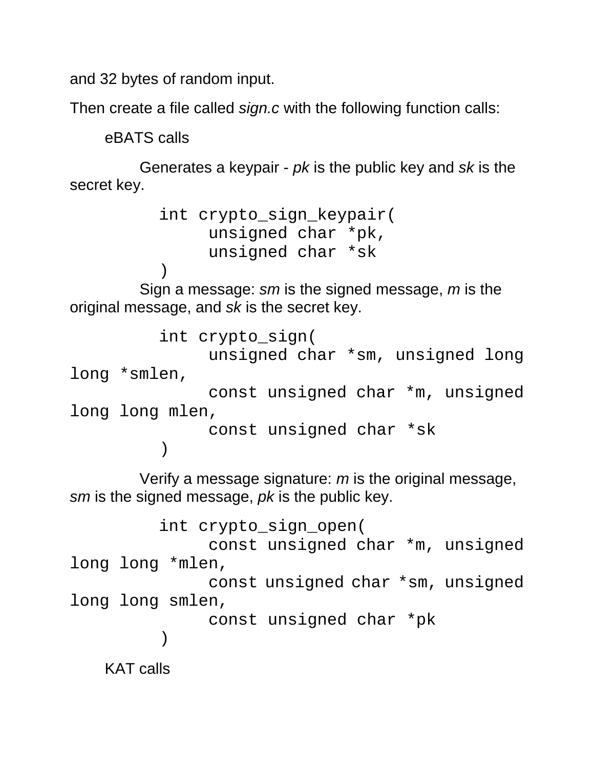and 32 bytes of random input.

Then create a file called *sign.c* with the following function calls:

eBATS calls

Generates a keypair - *pk* is the public key and *sk* is the secret key.

```
int crypto_sign_keypair(
     unsigned char *pk,
     unsigned char *sk
)
```

Sign a message: *sm* is the signed message, *m* is the original message, and *sk* is the secret key.

```
int crypto_sign(
     unsigned char *sm, unsigned long long *smlen,
     const unsigned char *m, unsigned long long mlen,
     const unsigned char *sk
)
```

Verify a message signature: *m* is the original message, *sm* is the signed message, *pk* is the public key.

```
int crypto_sign_open(
     const unsigned char *m, unsigned long long *mlen,
     const unsigned char *sm, unsigned long long smlen,
     const unsigned char *pk
)
```

KAT calls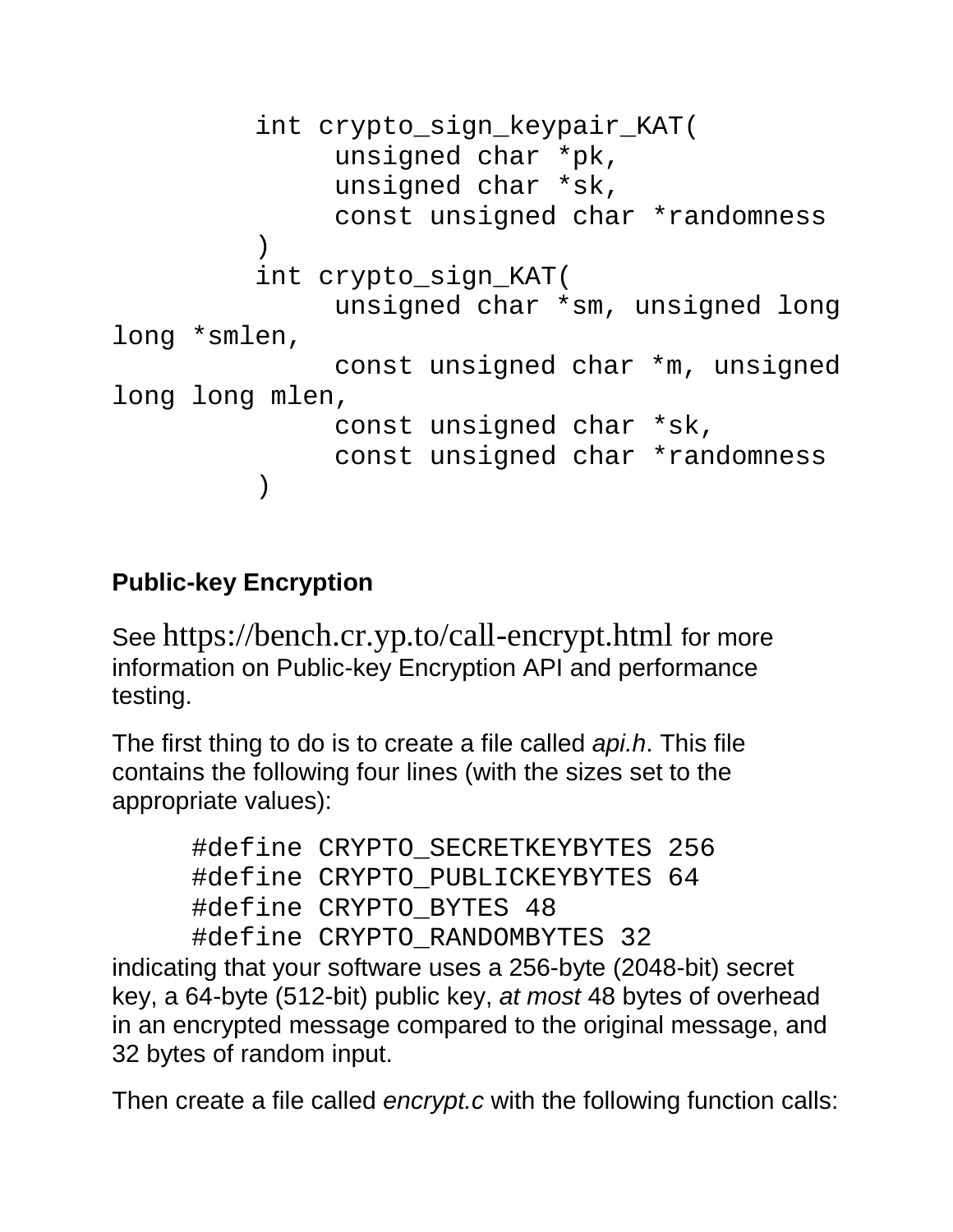```
int crypto_sign_keypair_KAT(
     unsigned char *pk,
     unsigned char *sk,
     const unsigned char *randomness
)
int crypto_sign_KAT(
     unsigned char *sm, unsigned long long *smlen,
     const unsigned char *m, unsigned long long mlen,
     const unsigned char *sk,
     const unsigned char *randomness
)
```

**Public-key Encryption**

See https://bench.cr.yp.to/call-encrypt.html for more information on Public-key Encryption API and performance testing.

The first thing to do is to create a file called *api.h*. This file contains the following four lines (with the sizes set to the appropriate values):

```
#define CRYPTO_SECRETKEYBYTES 256
#define CRYPTO_PUBLICKEYBYTES 64
#define CRYPTO_BYTES 48
#define CRYPTO_RANDOMBYTES 32
```

indicating that your software uses a 256-byte (2048-bit) secret key, a 64-byte (512-bit) public key, *at most* 48 bytes of overhead in an encrypted message compared to the original message, and 32 bytes of random input.

Then create a file called *encrypt.c* with the following function calls: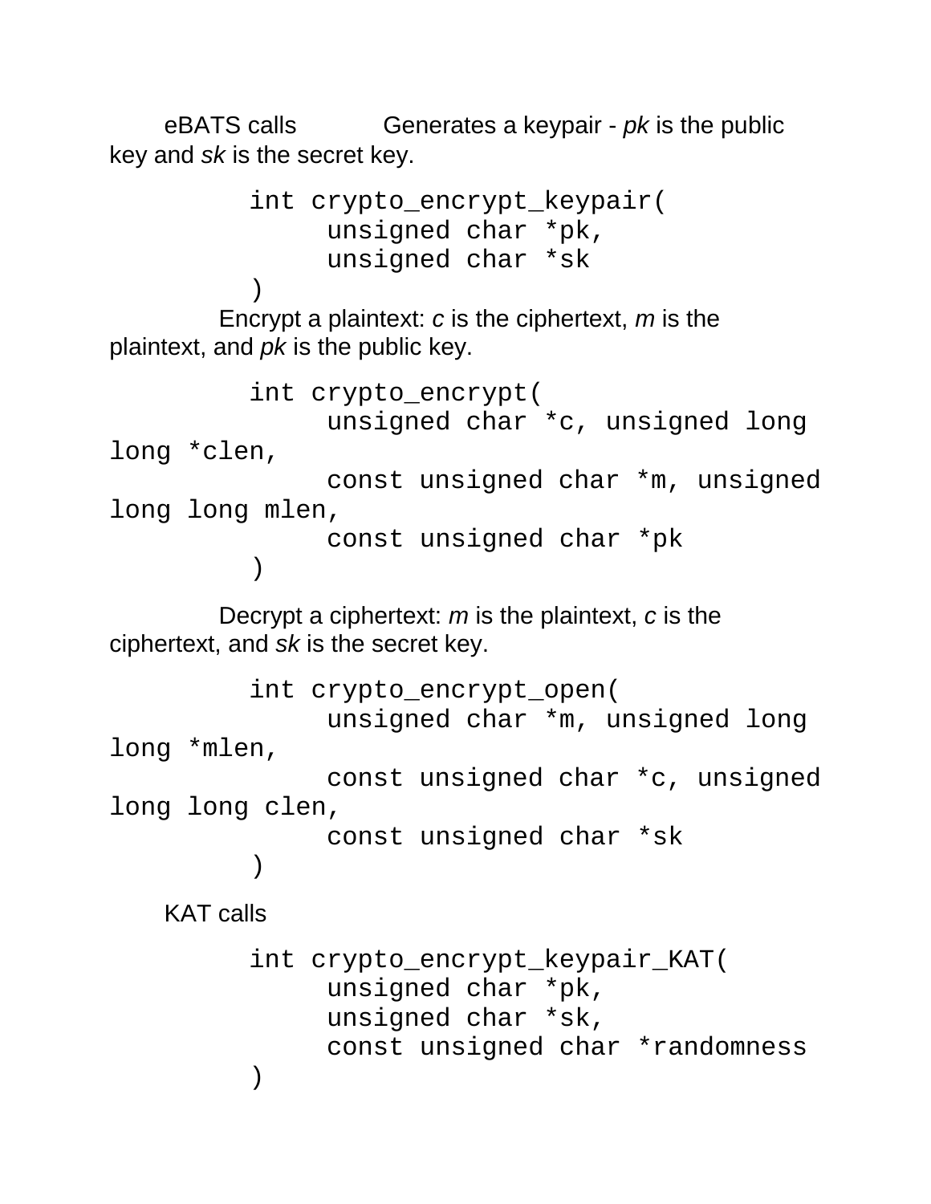eBATS calls Generates a keypair - *pk* is the public key and *sk* is the secret key.

```
int crypto_encrypt_keypair(
     unsigned char *pk,
     unsigned char *sk
)
```

Encrypt a plaintext: *c* is the ciphertext, *m* is the plaintext, and *pk* is the public key.

```
int crypto_encrypt(
     unsigned char *c, unsigned long long *clen,
     const unsigned char *m, unsigned long long mlen,
     const unsigned char *pk
)
```

Decrypt a ciphertext: *m* is the plaintext, *c* is the ciphertext, and *sk* is the secret key.

```
int crypto_encrypt_open(
     unsigned char *m, unsigned long long *mlen,
     const unsigned char *c, unsigned long long clen,
     const unsigned char *sk
)
```

KAT calls

```
int crypto_encrypt_keypair_KAT(
     unsigned char *pk,
     unsigned char *sk,
     const unsigned char *randomness
)
```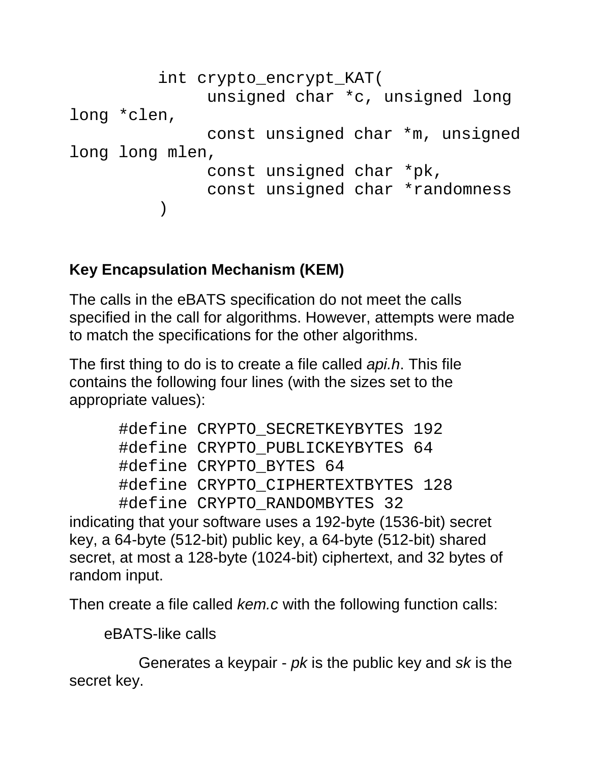```
int crypto_encrypt_KAT(
        unsigned char *c, unsigned long long *clen,
        const unsigned char *m, unsigned long long mlen,
        const unsigned char *pk,
        const unsigned char *randomness
    )
```

### Key Encapsulation Mechanism (KEM)

The calls in the eBATS specification do not meet the calls specified in the call for algorithms. However, attempts were made to match the specifications for the other algorithms.

The first thing to do is to create a file called *api.h*. This file contains the following four lines (with the sizes set to the appropriate values):

```
#define CRYPTO_SECRETKEYBYTES 192
#define CRYPTO_PUBLICKEYBYTES 64
#define CRYPTO_BYTES 64
#define CRYPTO_CIPHERTEXTBYTES 128
#define CRYPTO_RANDOMBYTES 32
```

indicating that your software uses a 192-byte (1536-bit) secret key, a 64-byte (512-bit) public key, a 64-byte (512-bit) shared secret, at most a 128-byte (1024-bit) ciphertext, and 32 bytes of random input.

Then create a file called *kem.c* with the following function calls:

eBATS-like calls

Generates a keypair - *pk* is the public key and *sk* is the secret key.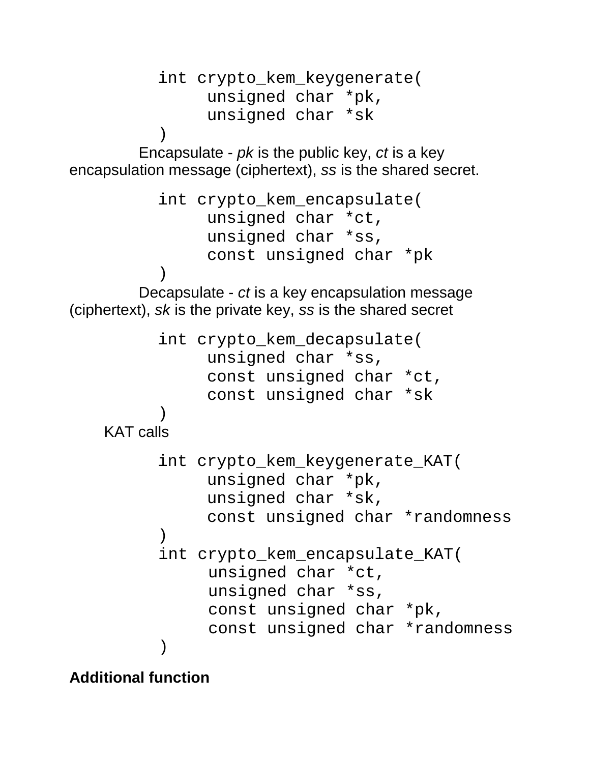```
int crypto_kem_keygenerate(
     unsigned char *pk,
     unsigned char *sk
)
```

Encapsulate - *pk* is the public key, *ct* is a key encapsulation message (ciphertext), *ss* is the shared secret.

```
int crypto_kem_encapsulate(
     unsigned char *ct,
     unsigned char *ss,
     const unsigned char *pk
)
```

Decapsulate - *ct* is a key encapsulation message (ciphertext), *sk* is the private key, *ss* is the shared secret

```
int crypto_kem_decapsulate(
     unsigned char *ss,
     const unsigned char *ct,
     const unsigned char *sk
)
```

KAT calls

```
int crypto_kem_keygenerate_KAT(
     unsigned char *pk,
     unsigned char *sk,
     const unsigned char *randomness
)
int crypto_kem_encapsulate_KAT(
     unsigned char *ct,
     unsigned char *ss,
     const unsigned char *pk,
     const unsigned char *randomness
)
```

**Additional function**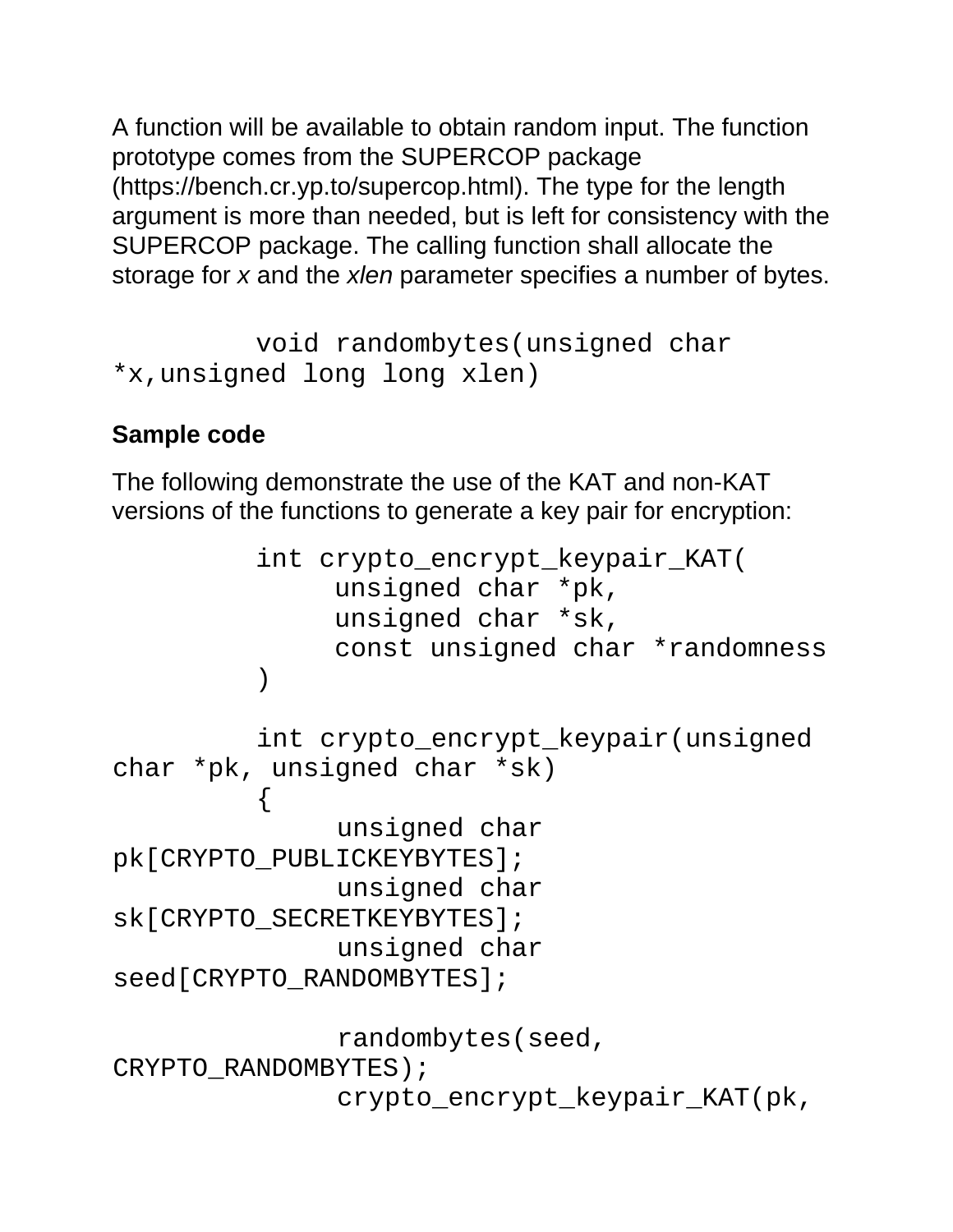A function will be available to obtain random input. The function prototype comes from the SUPERCOP package (https://bench.cr.yp.to/supercop.html). The type for the length argument is more than needed, but is left for consistency with the SUPERCOP package. The calling function shall allocate the storage for *x* and the *xlen* parameter specifies a number of bytes.

```
void randombytes(unsigned char *x,unsigned long long xlen)
```

**Sample code**

The following demonstrate the use of the KAT and non-KAT versions of the functions to generate a key pair for encryption:

```
int crypto_encrypt_keypair_KAT(
     unsigned char *pk,
     unsigned char *sk,
     const unsigned char *randomness
)

int crypto_encrypt_keypair(unsigned char *pk, unsigned char *sk)
{
     unsigned char pk[CRYPTO_PUBLICKEYBYTES];
     unsigned char sk[CRYPTO_SECRETKEYBYTES];
     unsigned char seed[CRYPTO_RANDOMBYTES];

     randombytes(seed, CRYPTO_RANDOMBYTES);
     crypto_encrypt_keypair_KAT(pk,
```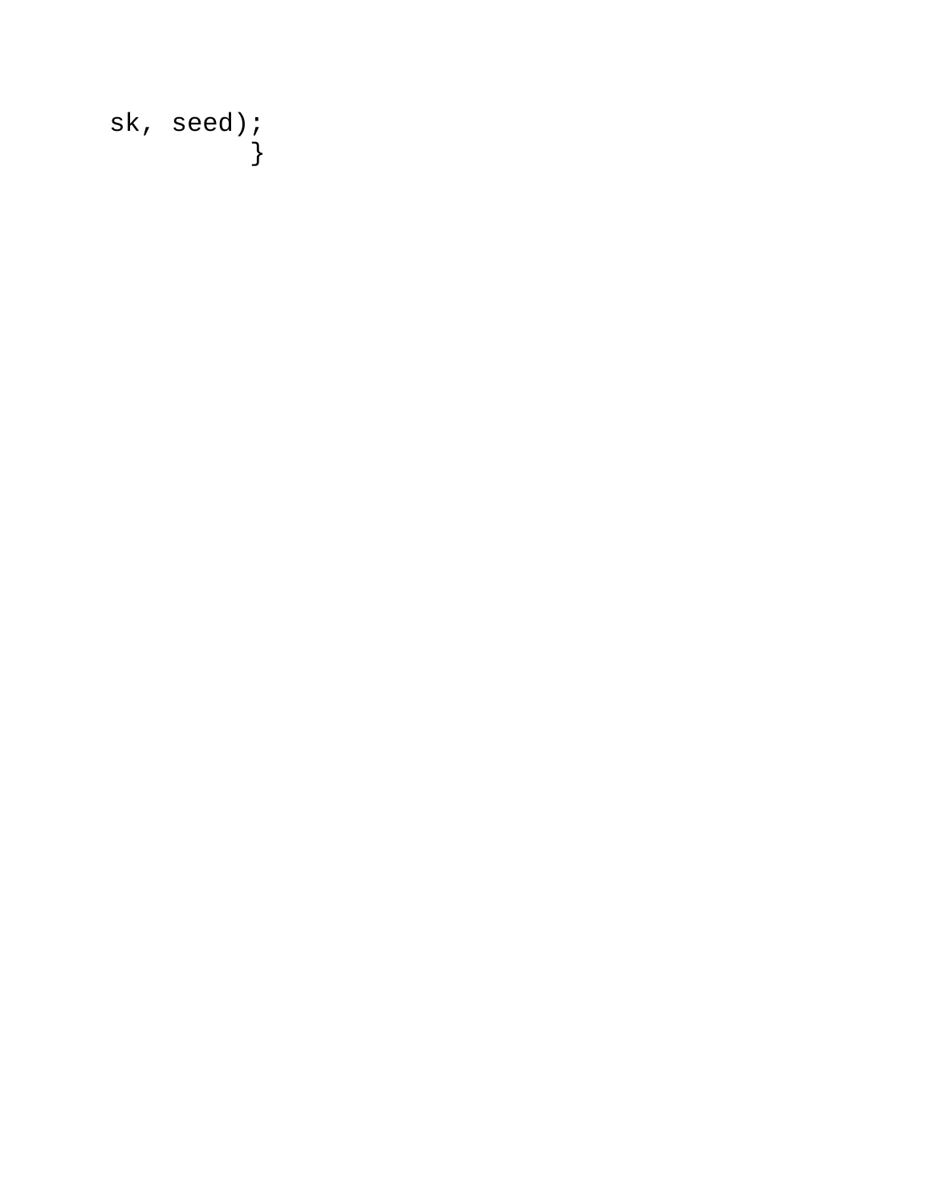```
sk, seed);
        }
```